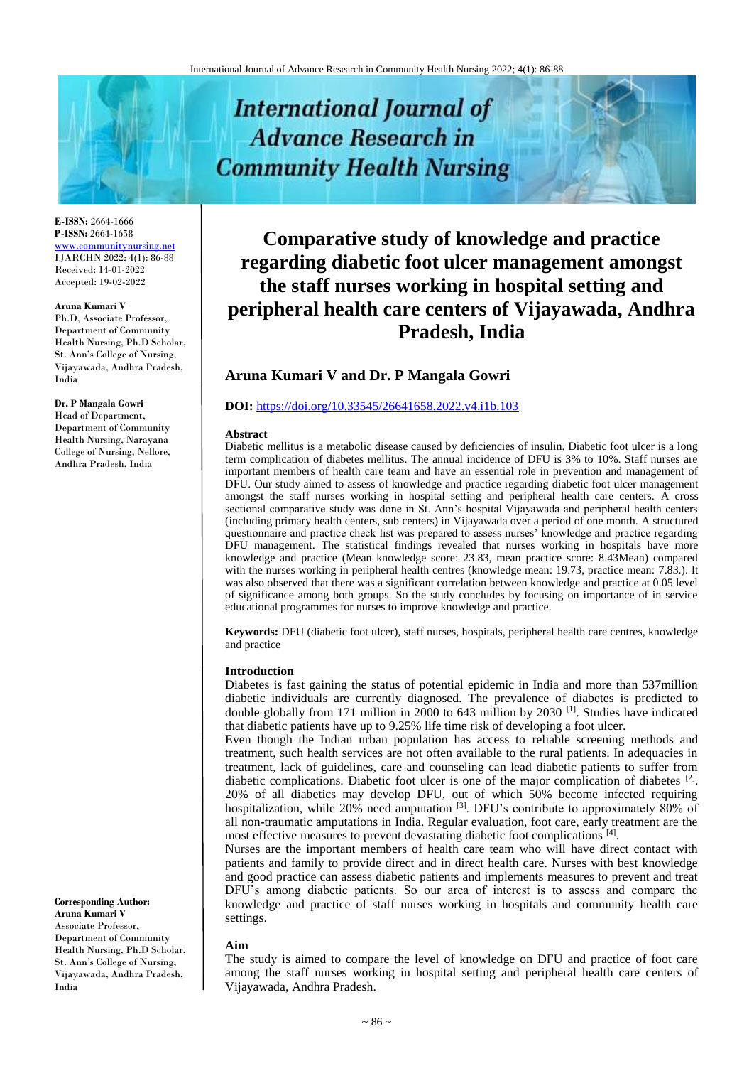E-ISSN: 2664-1666
P-ISSN: 2664-1658
www.communitynursing.net
IJARCHN 2022; 4(1): 86-88
Received: 14-01-2022
Accepted: 19-02-2022

**Aruna Kumari V**
Ph.D, Associate Professor, Department of Community Health Nursing, Ph.D Scholar, St. Ann's College of Nursing, Vijayawada, Andhra Pradesh, India

**Dr. P Mangala Gowri**
Head of Department, Department of Community Health Nursing, Narayana College of Nursing, Nellore, Andhra Pradesh, India

**Corresponding Author:**
**Aruna Kumari V**
Associate Professor, Department of Community Health Nursing, Ph.D Scholar, St. Ann's College of Nursing, Vijayawada, Andhra Pradesh, India

# Comparative study of knowledge and practice regarding diabetic foot ulcer management amongst the staff nurses working in hospital setting and peripheral health care centers of Vijayawada, Andhra Pradesh, India

## Aruna Kumari V and Dr. P Mangala Gowri

**DOI:** https://doi.org/10.33545/26641658.2022.v4.i1b.103

### Abstract

Diabetic mellitus is a metabolic disease caused by deficiencies of insulin. Diabetic foot ulcer is a long term complication of diabetes mellitus. The annual incidence of DFU is 3% to 10%. Staff nurses are important members of health care team and have an essential role in prevention and management of DFU. Our study aimed to assess of knowledge and practice regarding diabetic foot ulcer management amongst the staff nurses working in hospital setting and peripheral health care centers. A cross sectional comparative study was done in St. Ann's hospital Vijayawada and peripheral health centers (including primary health centers, sub centers) in Vijayawada over a period of one month. A structured questionnaire and practice check list was prepared to assess nurses' knowledge and practice regarding DFU management. The statistical findings revealed that nurses working in hospitals have more knowledge and practice (Mean knowledge score: 23.83, mean practice score: 8.43Mean) compared with the nurses working in peripheral health centres (knowledge mean: 19.73, practice mean: 7.83.). It was also observed that there was a significant correlation between knowledge and practice at 0.05 level of significance among both groups. So the study concludes by focusing on importance of in service educational programmes for nurses to improve knowledge and practice.

**Keywords:** DFU (diabetic foot ulcer), staff nurses, hospitals, peripheral health care centres, knowledge and practice

### Introduction

Diabetes is fast gaining the status of potential epidemic in India and more than 537million diabetic individuals are currently diagnosed. The prevalence of diabetes is predicted to double globally from 171 million in 2000 to 643 million by 2030 [1]. Studies have indicated that diabetic patients have up to 9.25% life time risk of developing a foot ulcer.

Even though the Indian urban population has access to reliable screening methods and treatment, such health services are not often available to the rural patients. In adequacies in treatment, lack of guidelines, care and counseling can lead diabetic patients to suffer from diabetic complications. Diabetic foot ulcer is one of the major complication of diabetes [2]. 20% of all diabetics may develop DFU, out of which 50% become infected requiring hospitalization, while 20% need amputation [3]. DFU's contribute to approximately 80% of all non-traumatic amputations in India. Regular evaluation, foot care, early treatment are the most effective measures to prevent devastating diabetic foot complications [4].

Nurses are the important members of health care team who will have direct contact with patients and family to provide direct and in direct health care. Nurses with best knowledge and good practice can assess diabetic patients and implements measures to prevent and treat DFU's among diabetic patients. So our area of interest is to assess and compare the knowledge and practice of staff nurses working in hospitals and community health care settings.

### Aim

The study is aimed to compare the level of knowledge on DFU and practice of foot care among the staff nurses working in hospital setting and peripheral health care centers of Vijayawada, Andhra Pradesh.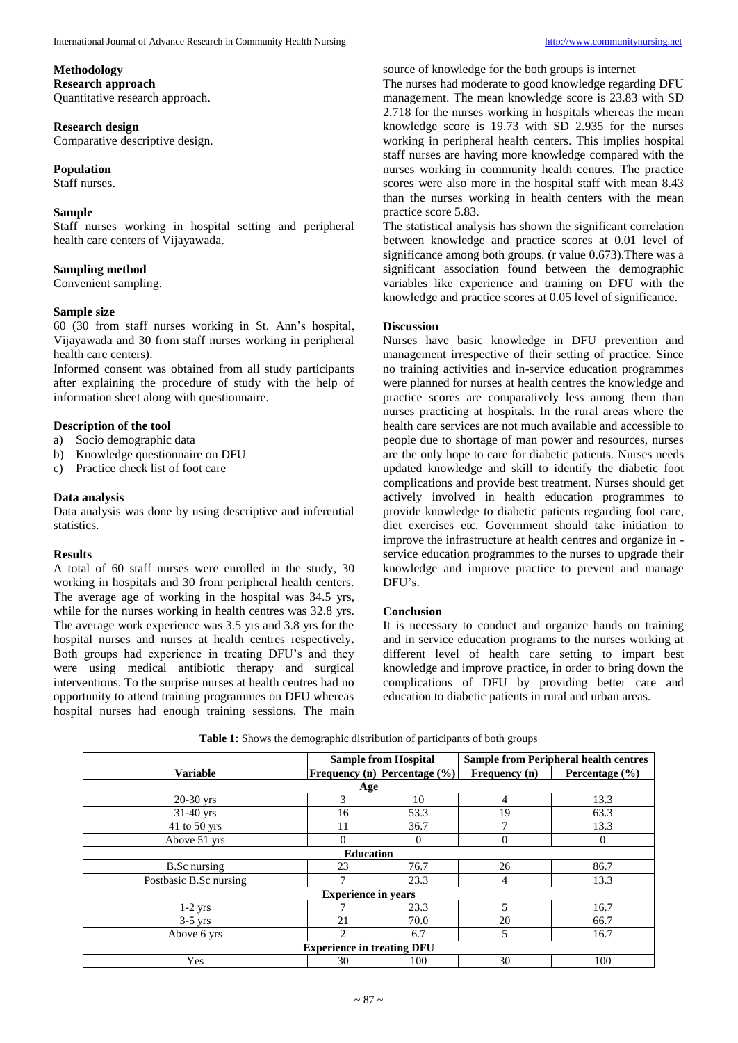## Methodology

### Research approach

Quantitative research approach.

### Research design

Comparative descriptive design.

### Population

Staff nurses.

### Sample

Staff nurses working in hospital setting and peripheral health care centers of Vijayawada.

### Sampling method

Convenient sampling.

### Sample size

60 (30 from staff nurses working in St. Ann's hospital, Vijayawada and 30 from staff nurses working in peripheral health care centers).

Informed consent was obtained from all study participants after explaining the procedure of study with the help of information sheet along with questionnaire.

### Description of the tool

a) Socio demographic data
b) Knowledge questionnaire on DFU
c) Practice check list of foot care

### Data analysis

Data analysis was done by using descriptive and inferential statistics.

### Results

A total of 60 staff nurses were enrolled in the study, 30 working in hospitals and 30 from peripheral health centers. The average age of working in the hospital was 34.5 yrs, while for the nurses working in health centres was 32.8 yrs. The average work experience was 3.5 yrs and 3.8 yrs for the hospital nurses and nurses at health centres respectively**.** Both groups had experience in treating DFU's and they were using medical antibiotic therapy and surgical interventions. To the surprise nurses at health centres had no opportunity to attend training programmes on DFU whereas hospital nurses had enough training sessions. The main source of knowledge for the both groups is internet

The nurses had moderate to good knowledge regarding DFU management. The mean knowledge score is 23.83 with SD 2.718 for the nurses working in hospitals whereas the mean knowledge score is 19.73 with SD 2.935 for the nurses working in peripheral health centers. This implies hospital staff nurses are having more knowledge compared with the nurses working in community health centres. The practice scores were also more in the hospital staff with mean 8.43 than the nurses working in health centers with the mean practice score 5.83.

The statistical analysis has shown the significant correlation between knowledge and practice scores at 0.01 level of significance among both groups. (r value 0.673).There was a significant association found between the demographic variables like experience and training on DFU with the knowledge and practice scores at 0.05 level of significance.

### Discussion

Nurses have basic knowledge in DFU prevention and management irrespective of their setting of practice. Since no training activities and in-service education programmes were planned for nurses at health centres the knowledge and practice scores are comparatively less among them than nurses practicing at hospitals. In the rural areas where the health care services are not much available and accessible to people due to shortage of man power and resources, nurses are the only hope to care for diabetic patients. Nurses needs updated knowledge and skill to identify the diabetic foot complications and provide best treatment. Nurses should get actively involved in health education programmes to provide knowledge to diabetic patients regarding foot care, diet exercises etc. Government should take initiation to improve the infrastructure at health centres and organize in - service education programmes to the nurses to upgrade their knowledge and improve practice to prevent and manage DFU's.

### Conclusion

It is necessary to conduct and organize hands on training and in service education programs to the nurses working at different level of health care setting to impart best knowledge and improve practice, in order to bring down the complications of DFU by providing better care and education to diabetic patients in rural and urban areas.

**Table 1:** Shows the demographic distribution of participants of both groups

| | Sample from Hospital | | Sample from Peripheral health centres | |
|---|---|---|---|---|
| **Variable** | **Frequency (n)** | **Percentage (%)** | **Frequency (n)** | **Percentage (%)** |
| **Age** | | | | |
| 20-30 yrs | 3 | 10 | 4 | 13.3 |
| 31-40 yrs | 16 | 53.3 | 19 | 63.3 |
| 41 to 50 yrs | 11 | 36.7 | 7 | 13.3 |
| Above 51 yrs | 0 | 0 | 0 | 0 |
| **Education** | | | | |
| B.Sc nursing | 23 | 76.7 | 26 | 86.7 |
| Postbasic B.Sc nursing | 7 | 23.3 | 4 | 13.3 |
| **Experience in years** | | | | |
| 1-2 yrs | 7 | 23.3 | 5 | 16.7 |
| 3-5 yrs | 21 | 70.0 | 20 | 66.7 |
| Above 6 yrs | 2 | 6.7 | 5 | 16.7 |
| **Experience in treating DFU** | | | | |
| Yes | 30 | 100 | 30 | 100 |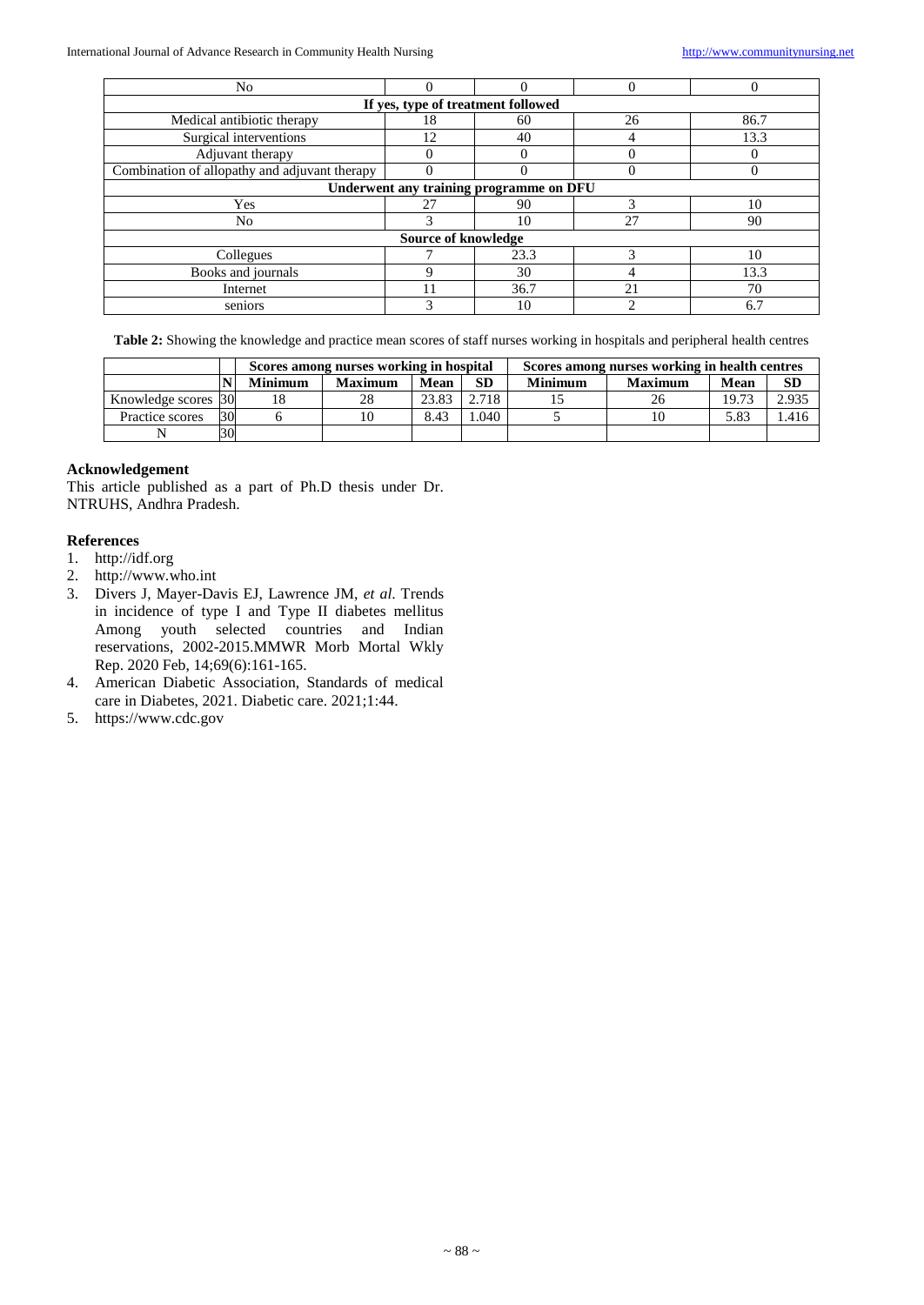| | | | | |
|---|---|---|---|---|
| No | 0 | 0 | 0 | 0 |
| **If yes, type of treatment followed** | | | | |
| Medical antibiotic therapy | 18 | 60 | 26 | 86.7 |
| Surgical interventions | 12 | 40 | 4 | 13.3 |
| Adjuvant therapy | 0 | 0 | 0 | 0 |
| Combination of allopathy and adjuvant therapy | 0 | 0 | 0 | 0 |
| **Underwent any training programme on DFU** | | | | |
| Yes | 27 | 90 | 3 | 10 |
| No | 3 | 10 | 27 | 90 |
| **Source of knowledge** | | | | |
| Collegues | 7 | 23.3 | 3 | 10 |
| Books and journals | 9 | 30 | 4 | 13.3 |
| Internet | 11 | 36.7 | 21 | 70 |
| seniors | 3 | 10 | 2 | 6.7 |

**Table 2:** Showing the knowledge and practice mean scores of staff nurses working in hospitals and peripheral health centres

| | | Scores among nurses working in hospital | | | | Scores among nurses working in health centres | | | |
|---|---|---|---|---|---|---|---|---|---|
| | **N** | **Minimum** | **Maximum** | **Mean** | **SD** | **Minimum** | **Maximum** | **Mean** | **SD** |
| Knowledge scores | 30 | 18 | 28 | 23.83 | 2.718 | 15 | 26 | 19.73 | 2.935 |
| Practice scores | 30 | 6 | 10 | 8.43 | 1.040 | 5 | 10 | 5.83 | 1.416 |
| N | 30 | | | | | | | | |

## Acknowledgement

This article published as a part of Ph.D thesis under Dr. NTRUHS, Andhra Pradesh.

## References

1. http://idf.org
2. http://www.who.int
3. Divers J, Mayer-Davis EJ, Lawrence JM, *et al.* Trends in incidence of type I and Type II diabetes mellitus Among youth selected countries and Indian reservations, 2002-2015.MMWR Morb Mortal Wkly Rep. 2020 Feb, 14;69(6):161-165.
4. American Diabetic Association, Standards of medical care in Diabetes, 2021. Diabetic care. 2021;1:44.
5. https://www.cdc.gov